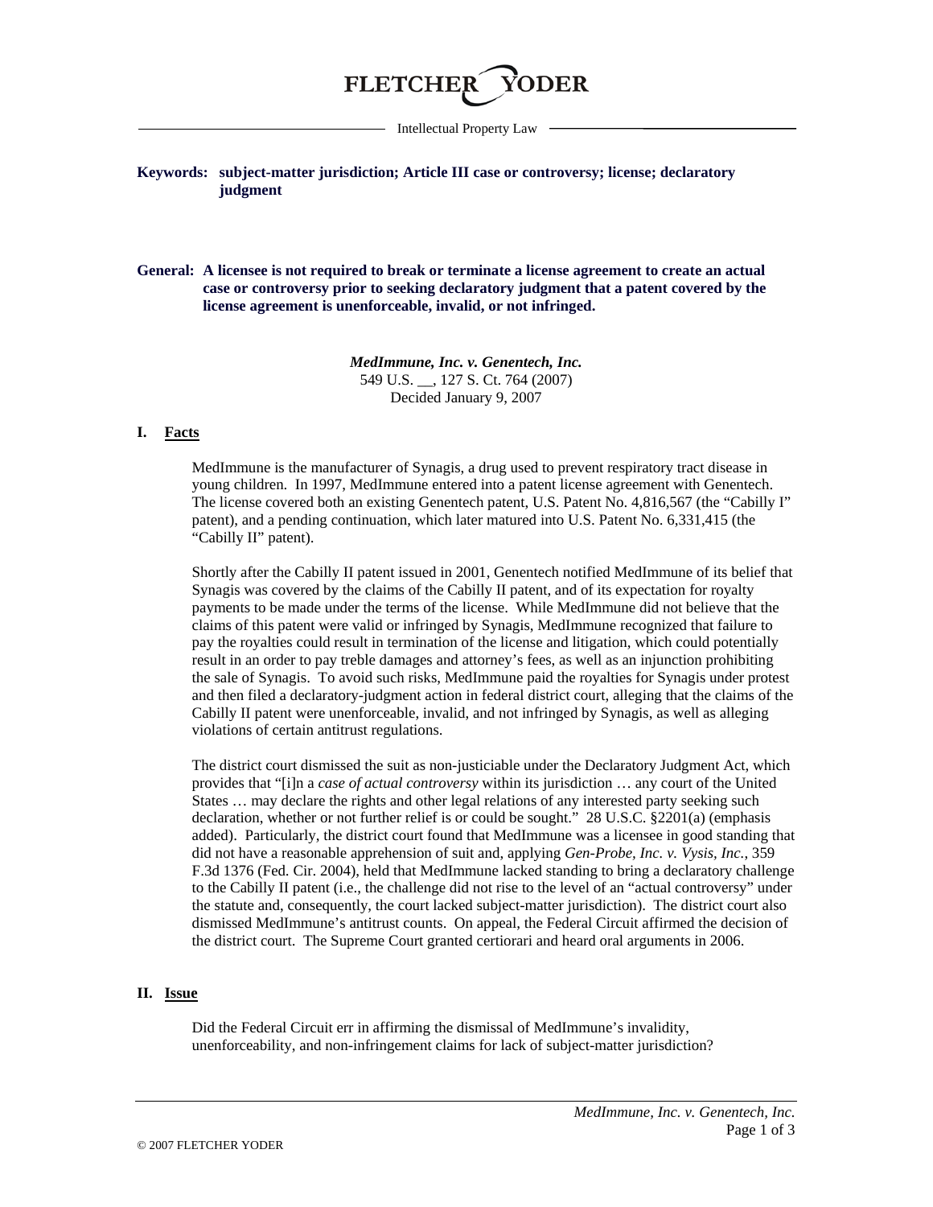FLETCHER YODER

Intellectual Property Law

**Keywords: subject-matter jurisdiction; Article III case or controversy; license; declaratory judgment**

**General: A licensee is not required to break or terminate a license agreement to create an actual case or controversy prior to seeking declaratory judgment that a patent covered by the license agreement is unenforceable, invalid, or not infringed.**

***MedImmune, Inc. v. Genentech, Inc.***
549 U.S. __, 127 S. Ct. 764 (2007)
Decided January 9, 2007

## I. Facts

MedImmune is the manufacturer of Synagis, a drug used to prevent respiratory tract disease in young children. In 1997, MedImmune entered into a patent license agreement with Genentech. The license covered both an existing Genentech patent, U.S. Patent No. 4,816,567 (the "Cabilly I" patent), and a pending continuation, which later matured into U.S. Patent No. 6,331,415 (the "Cabilly II" patent).

Shortly after the Cabilly II patent issued in 2001, Genentech notified MedImmune of its belief that Synagis was covered by the claims of the Cabilly II patent, and of its expectation for royalty payments to be made under the terms of the license. While MedImmune did not believe that the claims of this patent were valid or infringed by Synagis, MedImmune recognized that failure to pay the royalties could result in termination of the license and litigation, which could potentially result in an order to pay treble damages and attorney's fees, as well as an injunction prohibiting the sale of Synagis. To avoid such risks, MedImmune paid the royalties for Synagis under protest and then filed a declaratory-judgment action in federal district court, alleging that the claims of the Cabilly II patent were unenforceable, invalid, and not infringed by Synagis, as well as alleging violations of certain antitrust regulations.

The district court dismissed the suit as non-justiciable under the Declaratory Judgment Act, which provides that "[i]n a *case of actual controversy* within its jurisdiction … any court of the United States … may declare the rights and other legal relations of any interested party seeking such declaration, whether or not further relief is or could be sought." 28 U.S.C. §2201(a) (emphasis added). Particularly, the district court found that MedImmune was a licensee in good standing that did not have a reasonable apprehension of suit and, applying *Gen-Probe, Inc. v. Vysis, Inc.*, 359 F.3d 1376 (Fed. Cir. 2004), held that MedImmune lacked standing to bring a declaratory challenge to the Cabilly II patent (i.e., the challenge did not rise to the level of an "actual controversy" under the statute and, consequently, the court lacked subject-matter jurisdiction). The district court also dismissed MedImmune's antitrust counts. On appeal, the Federal Circuit affirmed the decision of the district court. The Supreme Court granted certiorari and heard oral arguments in 2006.

## II. Issue

Did the Federal Circuit err in affirming the dismissal of MedImmune's invalidity, unenforceability, and non-infringement claims for lack of subject-matter jurisdiction?

© 2007 FLETCHER YODER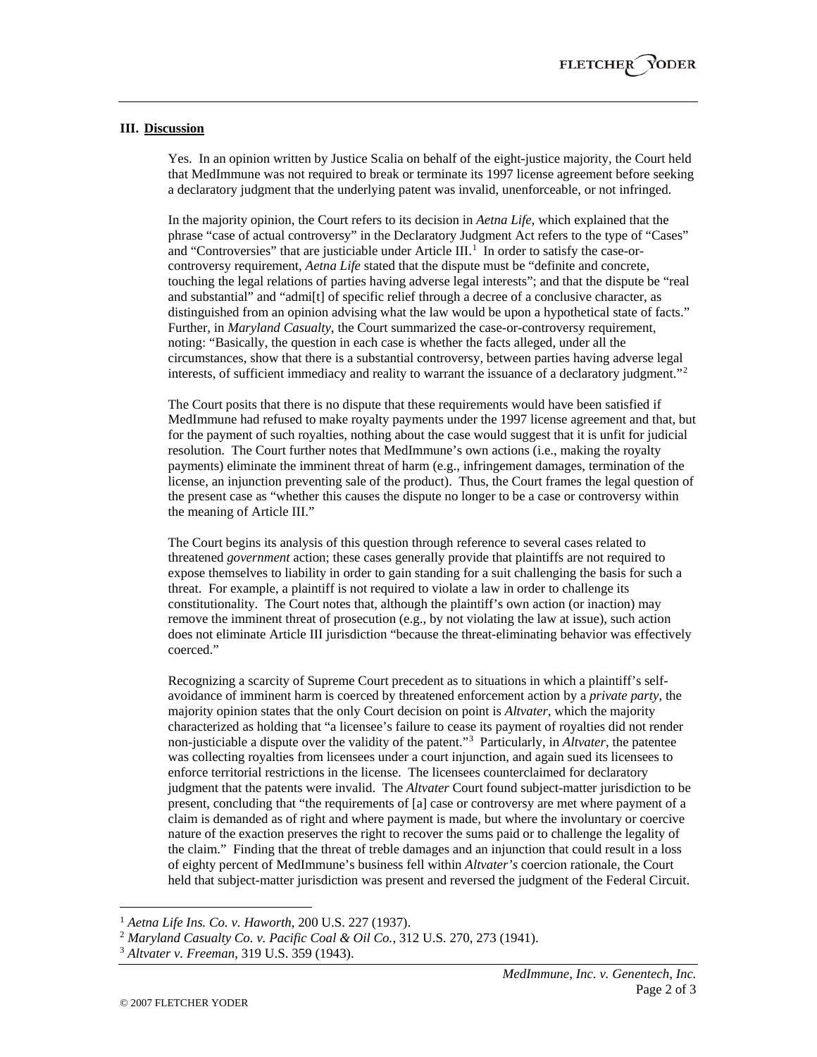### III. **Discussion**

Yes. In an opinion written by Justice Scalia on behalf of the eight-justice majority, the Court held that MedImmune was not required to break or terminate its 1997 license agreement before seeking a declaratory judgment that the underlying patent was invalid, unenforceable, or not infringed.

In the majority opinion, the Court refers to its decision in *Aetna Life*, which explained that the phrase "case of actual controversy" in the Declaratory Judgment Act refers to the type of "Cases" and "Controversies" that are justiciable under Article III.[1] In order to satisfy the case-or-controversy requirement, *Aetna Life* stated that the dispute must be "definite and concrete, touching the legal relations of parties having adverse legal interests"; and that the dispute be "real and substantial" and "admi[t] of specific relief through a decree of a conclusive character, as distinguished from an opinion advising what the law would be upon a hypothetical state of facts." Further, in *Maryland Casualty*, the Court summarized the case-or-controversy requirement, noting: "Basically, the question in each case is whether the facts alleged, under all the circumstances, show that there is a substantial controversy, between parties having adverse legal interests, of sufficient immediacy and reality to warrant the issuance of a declaratory judgment."[2]

The Court posits that there is no dispute that these requirements would have been satisfied if MedImmune had refused to make royalty payments under the 1997 license agreement and that, but for the payment of such royalties, nothing about the case would suggest that it is unfit for judicial resolution. The Court further notes that MedImmune's own actions (i.e., making the royalty payments) eliminate the imminent threat of harm (e.g., infringement damages, termination of the license, an injunction preventing sale of the product). Thus, the Court frames the legal question of the present case as "whether this causes the dispute no longer to be a case or controversy within the meaning of Article III."

The Court begins its analysis of this question through reference to several cases related to threatened *government* action; these cases generally provide that plaintiffs are not required to expose themselves to liability in order to gain standing for a suit challenging the basis for such a threat. For example, a plaintiff is not required to violate a law in order to challenge its constitutionality. The Court notes that, although the plaintiff's own action (or inaction) may remove the imminent threat of prosecution (e.g., by not violating the law at issue), such action does not eliminate Article III jurisdiction "because the threat-eliminating behavior was effectively coerced."

Recognizing a scarcity of Supreme Court precedent as to situations in which a plaintiff's self-avoidance of imminent harm is coerced by threatened enforcement action by a *private party*, the majority opinion states that the only Court decision on point is *Altvater*, which the majority characterized as holding that "a licensee's failure to cease its payment of royalties did not render non-justiciable a dispute over the validity of the patent."[3] Particularly, in *Altvater*, the patentee was collecting royalties from licensees under a court injunction, and again sued its licensees to enforce territorial restrictions in the license. The licensees counterclaimed for declaratory judgment that the patents were invalid. The *Altvater* Court found subject-matter jurisdiction to be present, concluding that "the requirements of [a] case or controversy are met where payment of a claim is demanded as of right and where payment is made, but where the involuntary or coercive nature of the exaction preserves the right to recover the sums paid or to challenge the legality of the claim." Finding that the threat of treble damages and an injunction that could result in a loss of eighty percent of MedImmune's business fell within *Altvater's* coercion rationale, the Court held that subject-matter jurisdiction was present and reversed the judgment of the Federal Circuit.

---

[1] *Aetna Life Ins. Co. v. Haworth*, 200 U.S. 227 (1937).

[2] *Maryland Casualty Co. v. Pacific Coal & Oil Co.*, 312 U.S. 270, 273 (1941).

[3] *Altvater v. Freeman*, 319 U.S. 359 (1943).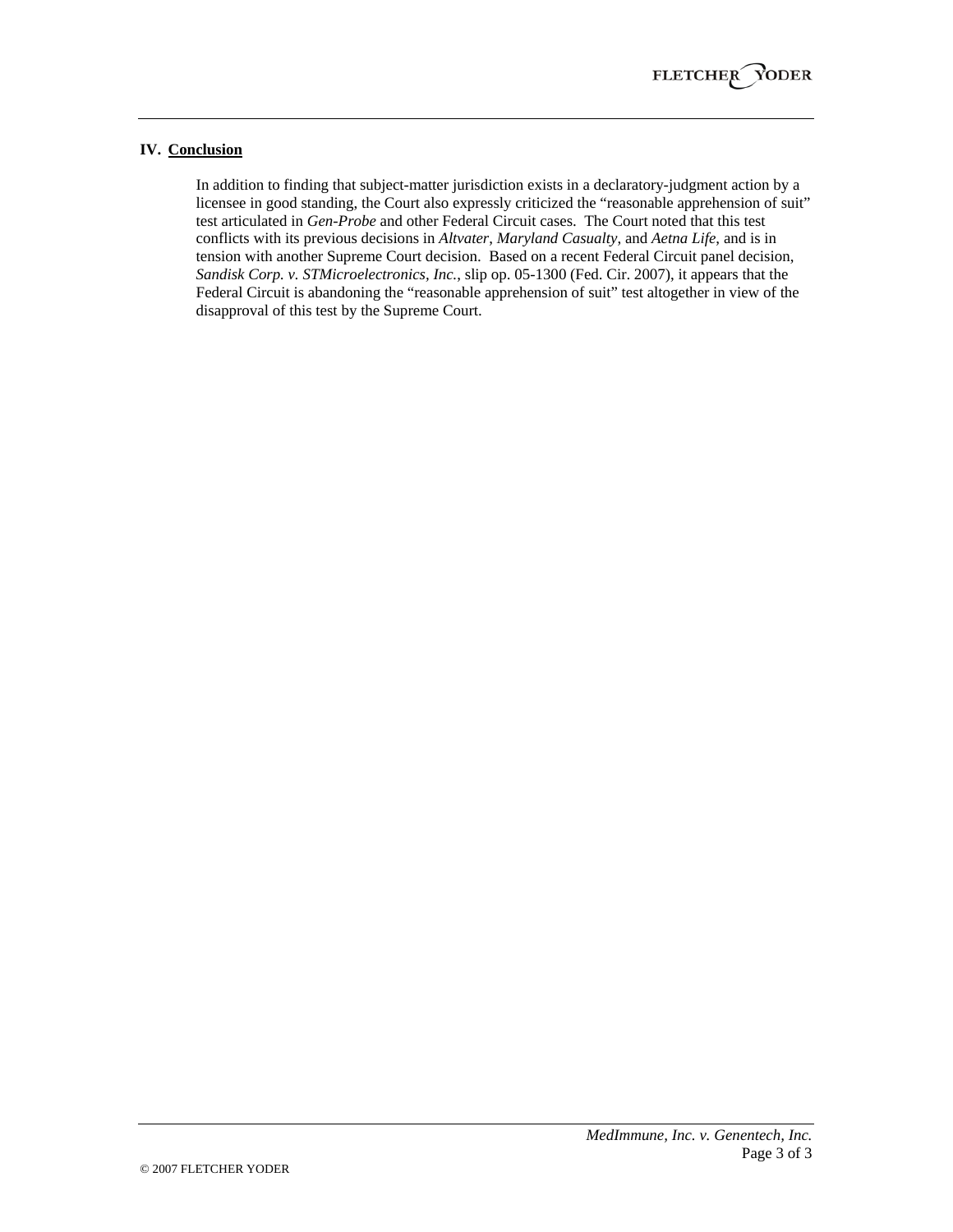## IV. Conclusion

In addition to finding that subject-matter jurisdiction exists in a declaratory-judgment action by a licensee in good standing, the Court also expressly criticized the "reasonable apprehension of suit" test articulated in *Gen-Probe* and other Federal Circuit cases. The Court noted that this test conflicts with its previous decisions in *Altvater*, *Maryland Casualty*, and *Aetna Life*, and is in tension with another Supreme Court decision. Based on a recent Federal Circuit panel decision, *Sandisk Corp. v. STMicroelectronics, Inc.*, slip op. 05-1300 (Fed. Cir. 2007), it appears that the Federal Circuit is abandoning the "reasonable apprehension of suit" test altogether in view of the disapproval of this test by the Supreme Court.